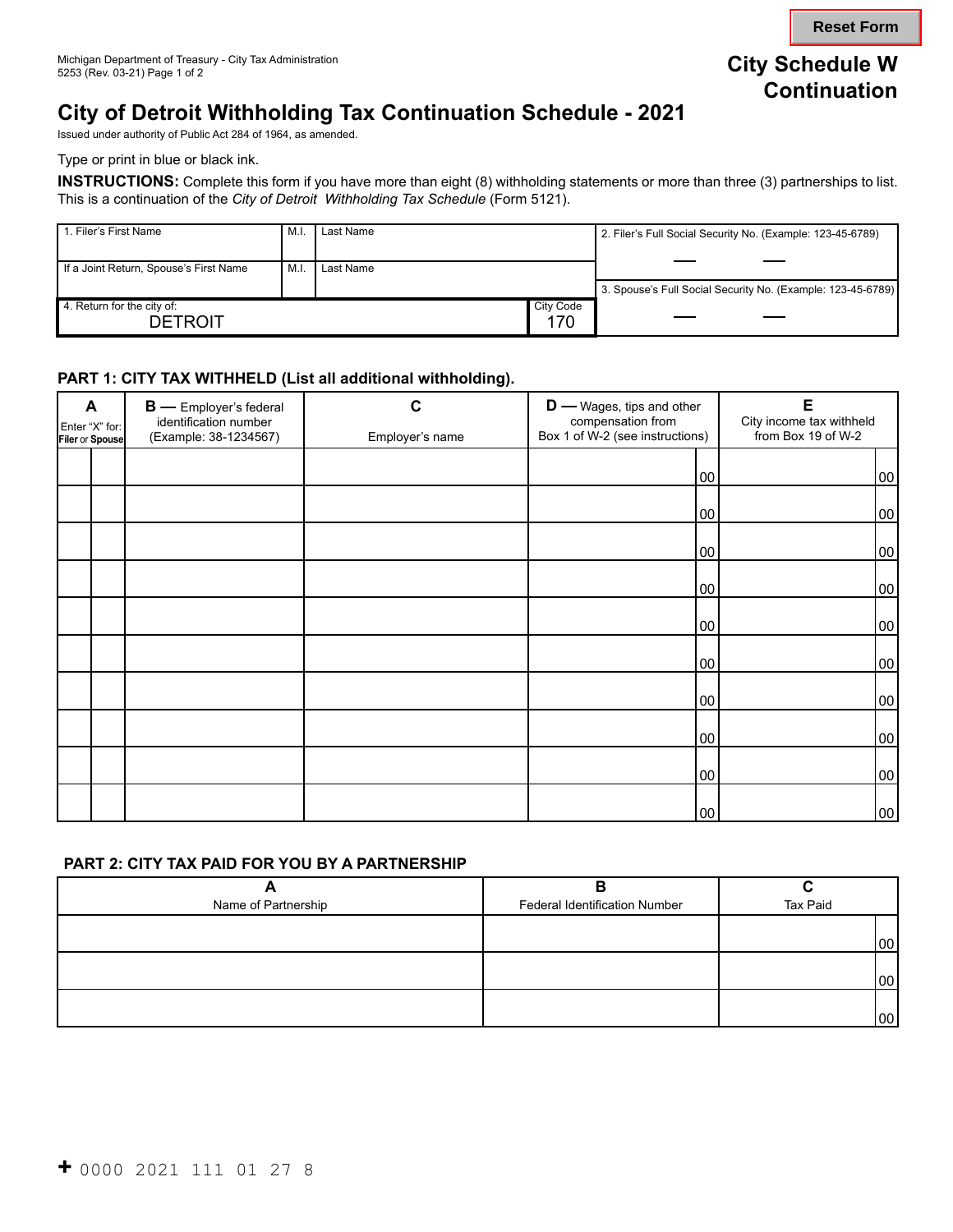Michigan Department of Treasury - City Tax Administration
5253 (Rev. 03-21)

# City Schedule W Continuation

# City of Detroit Withholding Tax Continuation Schedule - 2021

Issued under authority of Public Act 284 of 1964, as amended.

Type or print in blue or black ink.

**INSTRUCTIONS:** Complete this form if you have more than eight (8) withholding statements or more than three (3) partnerships to list. This is a continuation of the *City of Detroit Withholding Tax Schedule* (Form 5121).

| 1. Filer's First Name | M.I. | Last Name | 2. Filer's Full Social Security No. (Example: 123-45-6789) |
|---|---|---|---|
| | | | — — |
| If a Joint Return, Spouse's First Name | M.I. | Last Name | 3. Spouse's Full Social Security No. (Example: 123-45-6789) |
| | | | — — |
| 4. Return for the city of: DETROIT | City Code 170 | | |

## PART 1: CITY TAX WITHHELD (List all additional withholding).

| A Enter "X" for: Filer | Spouse | B — Employer's federal identification number (Example: 38-1234567) | C Employer's name | D — Wages, tips and other compensation from Box 1 of W-2 (see instructions) | E City income tax withheld from Box 19 of W-2 |
|---|---|---|---|---|---|
| | | | | 00 | 00 |
| | | | | 00 | 00 |
| | | | | 00 | 00 |
| | | | | 00 | 00 |
| | | | | 00 | 00 |
| | | | | 00 | 00 |
| | | | | 00 | 00 |
| | | | | 00 | 00 |
| | | | | 00 | 00 |
| | | | | 00 | 00 |

## PART 2: CITY TAX PAID FOR YOU BY A PARTNERSHIP

| A Name of Partnership | B Federal Identification Number | C Tax Paid |
|---|---|---|
| | | 00 |
| | | 00 |
| | | 00 |

+ 0000 2021 111 01 27 8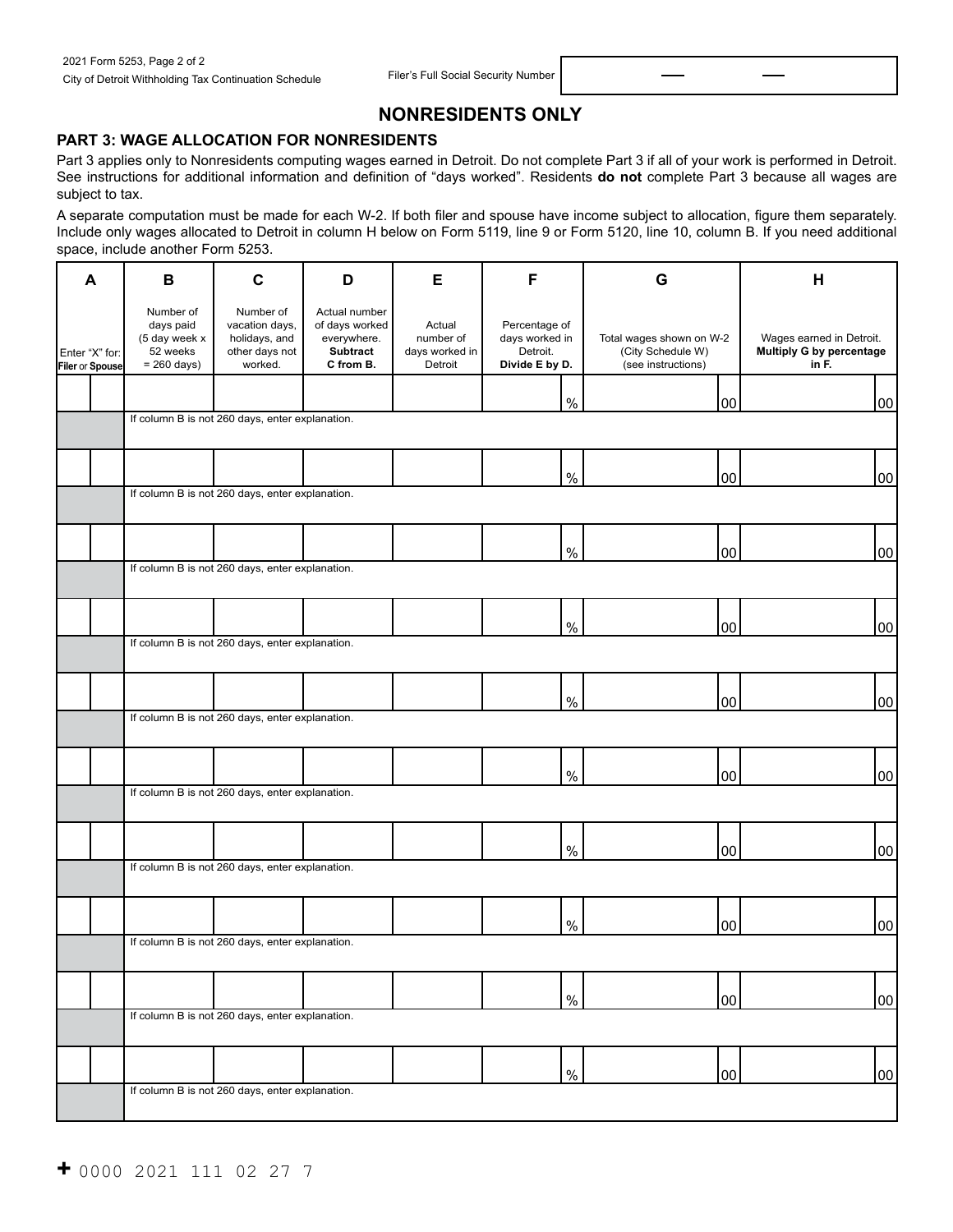2021 Form 5253, Page 2 of 2
City of Detroit Withholding Tax Continuation Schedule

Filer's Full Social Security Number

## NONRESIDENTS ONLY

### PART 3: WAGE ALLOCATION FOR NONRESIDENTS

Part 3 applies only to Nonresidents computing wages earned in Detroit. Do not complete Part 3 if all of your work is performed in Detroit. See instructions for additional information and definition of "days worked". Residents **do not** complete Part 3 because all wages are subject to tax.

A separate computation must be made for each W-2. If both filer and spouse have income subject to allocation, figure them separately. Include only wages allocated to Detroit in column H below on Form 5119, line 9 or Form 5120, line 10, column B. If you need additional space, include another Form 5253.

| A | | B | C | D | E | F | G | H |
|---|---|---|---|---|---|---|---|---|
| Enter "X" for: **Filer** | or **Spouse** | Number of days paid (5 day week x 52 weeks = 260 days) | Number of vacation days, holidays, and other days not worked. | Actual number of days worked everywhere. **Subtract C from B.** | Actual number of days worked in Detroit | Percentage of days worked in Detroit. **Divide E by D.** | Total wages shown on W-2 (City Schedule W) (see instructions) | Wages earned in Detroit. **Multiply G by percentage in F.** |
| | | | | | | % | 00 | 00 |
| | | If column B is not 260 days, enter explanation. | | | | | | |
| | | | | | | % | 00 | 00 |
| | | If column B is not 260 days, enter explanation. | | | | | | |
| | | | | | | % | 00 | 00 |
| | | If column B is not 260 days, enter explanation. | | | | | | |
| | | | | | | % | 00 | 00 |
| | | If column B is not 260 days, enter explanation. | | | | | | |
| | | | | | | % | 00 | 00 |
| | | If column B is not 260 days, enter explanation. | | | | | | |
| | | | | | | % | 00 | 00 |
| | | If column B is not 260 days, enter explanation. | | | | | | |
| | | | | | | % | 00 | 00 |
| | | If column B is not 260 days, enter explanation. | | | | | | |
| | | | | | | % | 00 | 00 |
| | | If column B is not 260 days, enter explanation. | | | | | | |
| | | | | | | % | 00 | 00 |
| | | If column B is not 260 days, enter explanation. | | | | | | |
| | | | | | | % | 00 | 00 |
| | | If column B is not 260 days, enter explanation. | | | | | | |

+ 0000 2021 111 02 27 7